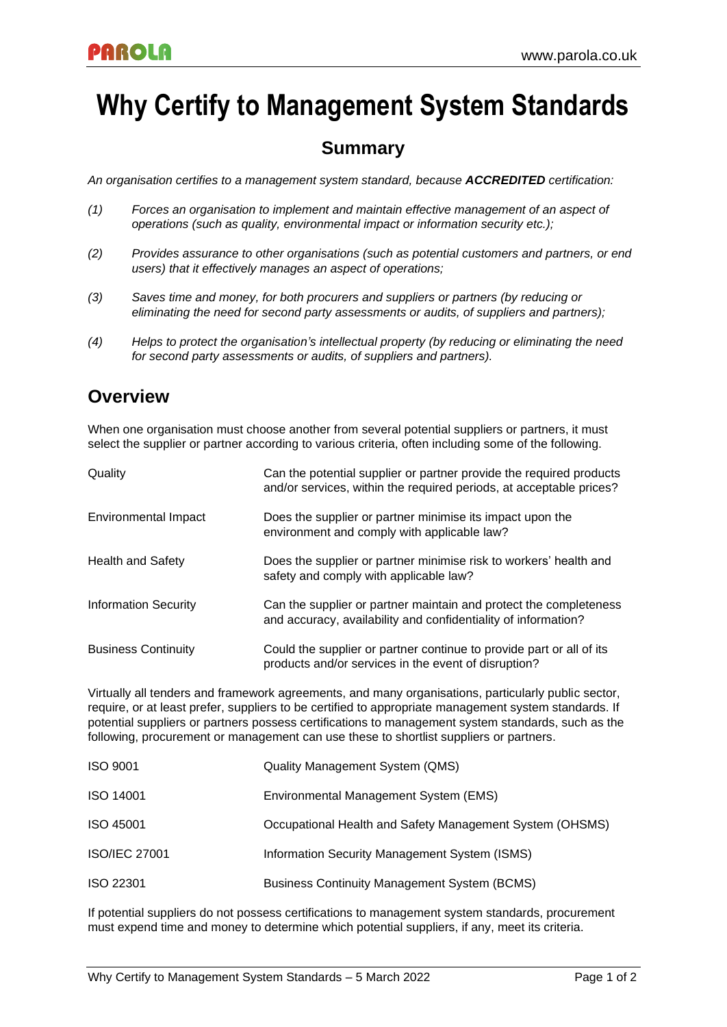# Why Certify to Management System Standards

## Summary

*An organisation certifies to a management system standard, because **ACCREDITED** certification:*

*(1) Forces an organisation to implement and maintain effective management of an aspect of operations (such as quality, environmental impact or information security etc.);*

*(2) Provides assurance to other organisations (such as potential customers and partners, or end users) that it effectively manages an aspect of operations;*

*(3) Saves time and money, for both procurers and suppliers or partners (by reducing or eliminating the need for second party assessments or audits, of suppliers and partners);*

*(4) Helps to protect the organisation's intellectual property (by reducing or eliminating the need for second party assessments or audits, of suppliers and partners).*

## Overview

When one organisation must choose another from several potential suppliers or partners, it must select the supplier or partner according to various criteria, often including some of the following.

| | |
|---|---|
| Quality | Can the potential supplier or partner provide the required products and/or services, within the required periods, at acceptable prices? |
| Environmental Impact | Does the supplier or partner minimise its impact upon the environment and comply with applicable law? |
| Health and Safety | Does the supplier or partner minimise risk to workers' health and safety and comply with applicable law? |
| Information Security | Can the supplier or partner maintain and protect the completeness and accuracy, availability and confidentiality of information? |
| Business Continuity | Could the supplier or partner continue to provide part or all of its products and/or services in the event of disruption? |

Virtually all tenders and framework agreements, and many organisations, particularly public sector, require, or at least prefer, suppliers to be certified to appropriate management system standards. If potential suppliers or partners possess certifications to management system standards, such as the following, procurement or management can use these to shortlist suppliers or partners.

| | |
|---|---|
| ISO 9001 | Quality Management System (QMS) |
| ISO 14001 | Environmental Management System (EMS) |
| ISO 45001 | Occupational Health and Safety Management System (OHSMS) |
| ISO/IEC 27001 | Information Security Management System (ISMS) |
| ISO 22301 | Business Continuity Management System (BCMS) |

If potential suppliers do not possess certifications to management system standards, procurement must expend time and money to determine which potential suppliers, if any, meet its criteria.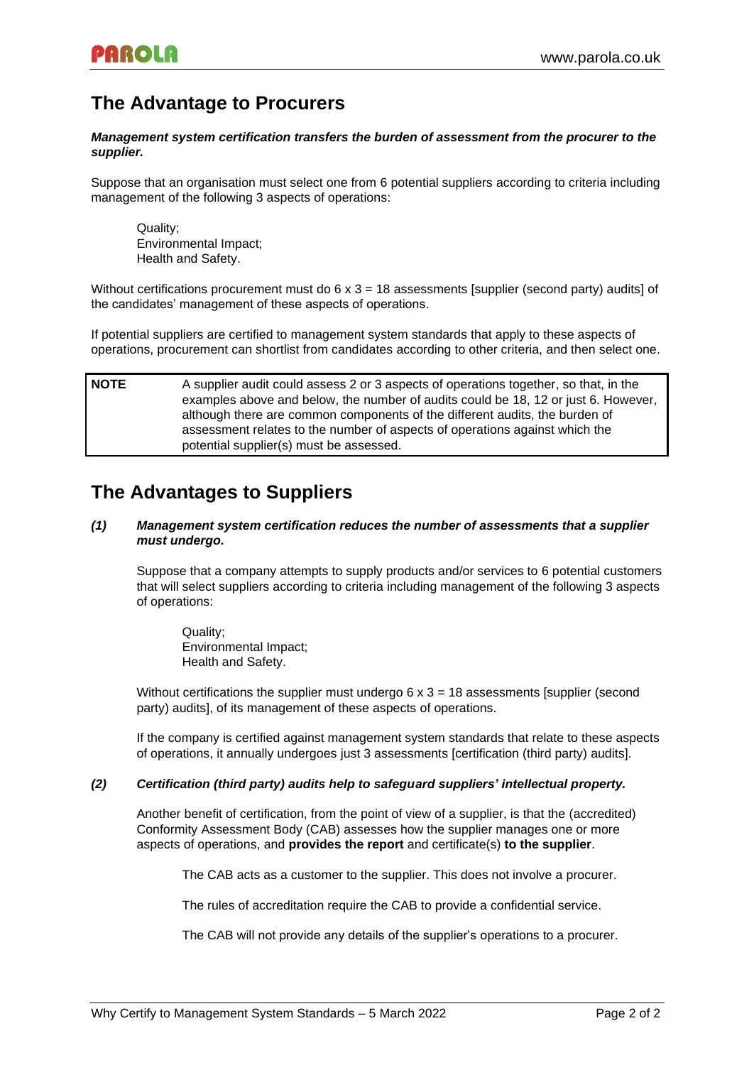## The Advantage to Procurers

***Management system certification transfers the burden of assessment from the procurer to the supplier.***

Suppose that an organisation must select one from 6 potential suppliers according to criteria including management of the following 3 aspects of operations:

Quality;
Environmental Impact;
Health and Safety.

Without certifications procurement must do 6 x 3 = 18 assessments [supplier (second party) audits] of the candidates' management of these aspects of operations.

If potential suppliers are certified to management system standards that apply to these aspects of operations, procurement can shortlist from candidates according to other criteria, and then select one.

| | |
|---|---|
| **NOTE** | A supplier audit could assess 2 or 3 aspects of operations together, so that, in the examples above and below, the number of audits could be 18, 12 or just 6. However, although there are common components of the different audits, the burden of assessment relates to the number of aspects of operations against which the potential supplier(s) must be assessed. |

## The Advantages to Suppliers

***(1) Management system certification reduces the number of assessments that a supplier must undergo.***

Suppose that a company attempts to supply products and/or services to 6 potential customers that will select suppliers according to criteria including management of the following 3 aspects of operations:

Quality;
Environmental Impact;
Health and Safety.

Without certifications the supplier must undergo 6 x 3 = 18 assessments [supplier (second party) audits], of its management of these aspects of operations.

If the company is certified against management system standards that relate to these aspects of operations, it annually undergoes just 3 assessments [certification (third party) audits].

***(2) Certification (third party) audits help to safeguard suppliers' intellectual property.***

Another benefit of certification, from the point of view of a supplier, is that the (accredited) Conformity Assessment Body (CAB) assesses how the supplier manages one or more aspects of operations, and **provides the report** and certificate(s) **to the supplier**.

The CAB acts as a customer to the supplier. This does not involve a procurer.

The rules of accreditation require the CAB to provide a confidential service.

The CAB will not provide any details of the supplier's operations to a procurer.